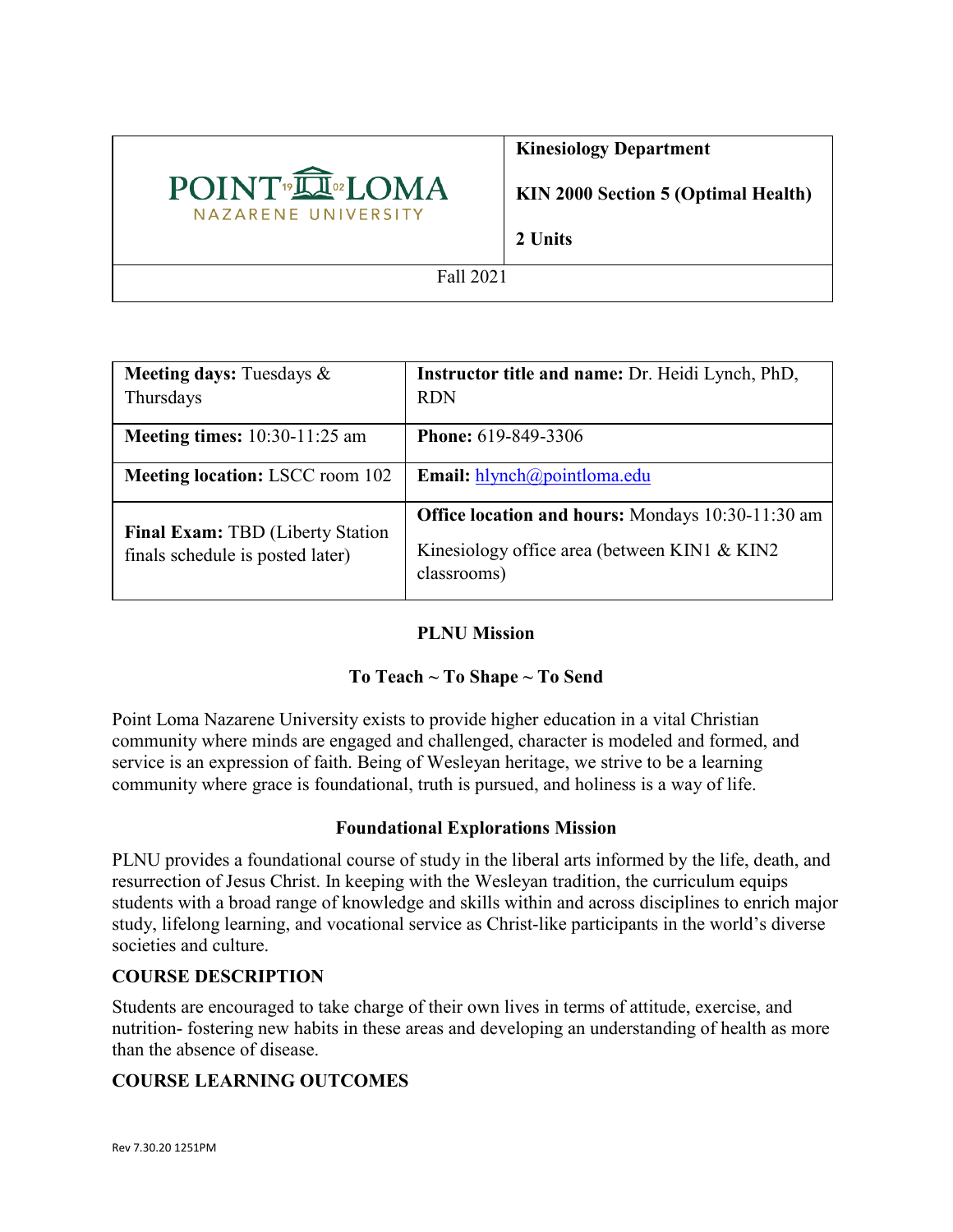| POINT LOMA NAZARENE UNIVERSITY | **Kinesiology Department**<br><br>**KIN 2000 Section 5 (Optimal Health)**<br><br>**2 Units** |
| --- | --- |
| Fall 2021 | |

| **Meeting days:** Tuesdays & Thursdays | **Instructor title and name:** Dr. Heidi Lynch, PhD, RDN |
| --- | --- |
| **Meeting times:** 10:30-11:25 am | **Phone:** 619-849-3306 |
| **Meeting location:** LSCC room 102 | **Email:** hlynch@pointloma.edu |
| **Final Exam:** TBD (Liberty Station finals schedule is posted later) | **Office location and hours:** Mondays 10:30-11:30 am<br><br>Kinesiology office area (between KIN1 & KIN2 classrooms) |

## PLNU Mission

### To Teach ~ To Shape ~ To Send

Point Loma Nazarene University exists to provide higher education in a vital Christian community where minds are engaged and challenged, character is modeled and formed, and service is an expression of faith. Being of Wesleyan heritage, we strive to be a learning community where grace is foundational, truth is pursued, and holiness is a way of life.

## Foundational Explorations Mission

PLNU provides a foundational course of study in the liberal arts informed by the life, death, and resurrection of Jesus Christ. In keeping with the Wesleyan tradition, the curriculum equips students with a broad range of knowledge and skills within and across disciplines to enrich major study, lifelong learning, and vocational service as Christ-like participants in the world's diverse societies and culture.

## COURSE DESCRIPTION

Students are encouraged to take charge of their own lives in terms of attitude, exercise, and nutrition- fostering new habits in these areas and developing an understanding of health as more than the absence of disease.

## COURSE LEARNING OUTCOMES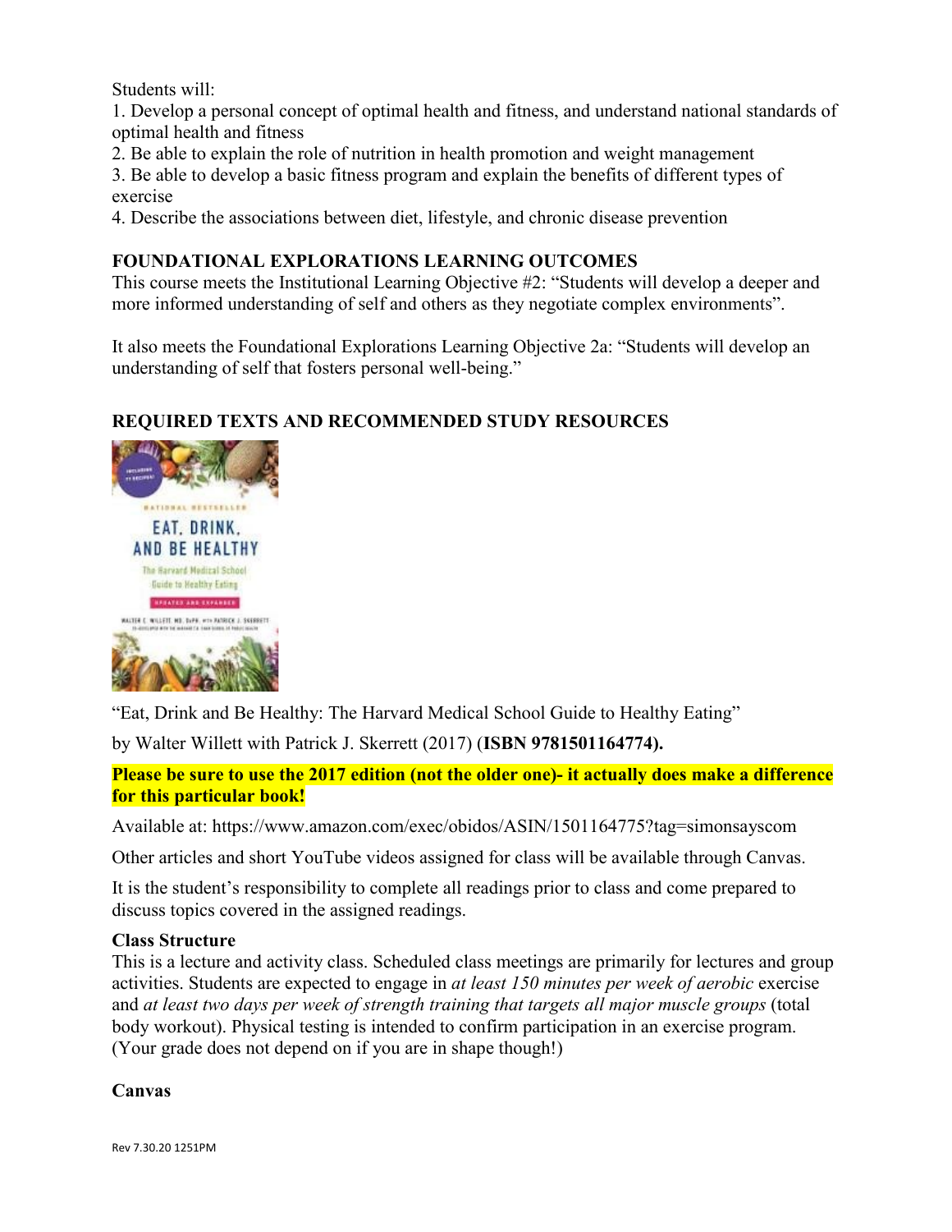Students will:

1. Develop a personal concept of optimal health and fitness, and understand national standards of optimal health and fitness
2. Be able to explain the role of nutrition in health promotion and weight management
3. Be able to develop a basic fitness program and explain the benefits of different types of exercise
4. Describe the associations between diet, lifestyle, and chronic disease prevention

**FOUNDATIONAL EXPLORATIONS LEARNING OUTCOMES**

This course meets the Institutional Learning Objective #2: "Students will develop a deeper and more informed understanding of self and others as they negotiate complex environments".

It also meets the Foundational Explorations Learning Objective 2a: "Students will develop an understanding of self that fosters personal well-being."

**REQUIRED TEXTS AND RECOMMENDED STUDY RESOURCES**

"Eat, Drink and Be Healthy: The Harvard Medical School Guide to Healthy Eating"

by Walter Willett with Patrick J. Skerrett (2017) (**ISBN 9781501164774).**

**Please be sure to use the 2017 edition (not the older one)- it actually does make a difference for this particular book!**

Available at: https://www.amazon.com/exec/obidos/ASIN/1501164775?tag=simonsayscom

Other articles and short YouTube videos assigned for class will be available through Canvas.

It is the student's responsibility to complete all readings prior to class and come prepared to discuss topics covered in the assigned readings.

**Class Structure**

This is a lecture and activity class. Scheduled class meetings are primarily for lectures and group activities. Students are expected to engage in *at least 150 minutes per week of aerobic* exercise and *at least two days per week of strength training that targets all major muscle groups* (total body workout). Physical testing is intended to confirm participation in an exercise program. (Your grade does not depend on if you are in shape though!)

**Canvas**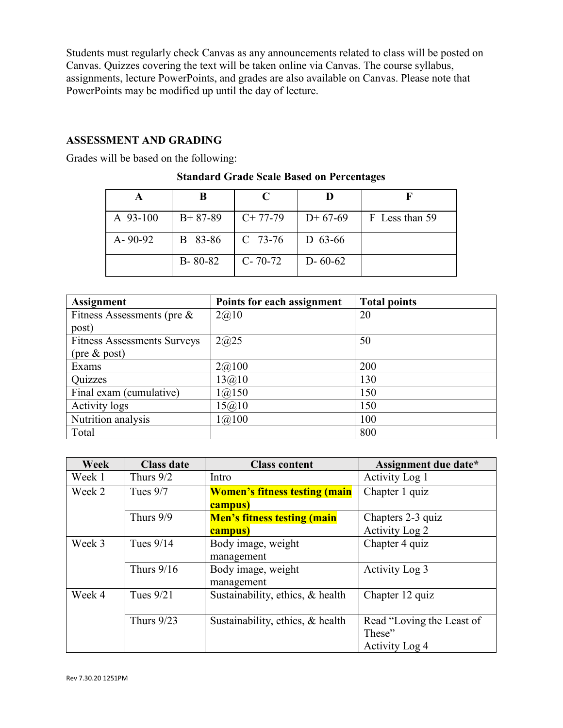Students must regularly check Canvas as any announcements related to class will be posted on Canvas. Quizzes covering the text will be taken online via Canvas. The course syllabus, assignments, lecture PowerPoints, and grades are also available on Canvas. Please note that PowerPoints may be modified up until the day of lecture.

## ASSESSMENT AND GRADING

Grades will be based on the following:

**Standard Grade Scale Based on Percentages**

| A | B | C | D | F |
|---|---|---|---|---|
| A 93-100 | B+ 87-89 | C+ 77-79 | D+ 67-69 | F Less than 59 |
| A- 90-92 | B 83-86 | C 73-76 | D 63-66 | |
| | B- 80-82 | C- 70-72 | D- 60-62 | |

| Assignment | Points for each assignment | Total points |
|---|---|---|
| Fitness Assessments (pre & post) | 2@10 | 20 |
| Fitness Assessments Surveys (pre & post) | 2@25 | 50 |
| Exams | 2@100 | 200 |
| Quizzes | 13@10 | 130 |
| Final exam (cumulative) | 1@150 | 150 |
| Activity logs | 15@10 | 150 |
| Nutrition analysis | 1@100 | 100 |
| Total | | 800 |

| Week | Class date | Class content | Assignment due date* |
|---|---|---|---|
| Week 1 | Thurs 9/2 | Intro | Activity Log 1 |
| Week 2 | Tues 9/7 | **Women's fitness testing (main campus)** | Chapter 1 quiz |
| | Thurs 9/9 | **Men's fitness testing (main campus)** | Chapters 2-3 quiz<br>Activity Log 2 |
| Week 3 | Tues 9/14 | Body image, weight management | Chapter 4 quiz |
| | Thurs 9/16 | Body image, weight management | Activity Log 3 |
| Week 4 | Tues 9/21 | Sustainability, ethics, & health | Chapter 12 quiz |
| | Thurs 9/23 | Sustainability, ethics, & health | Read "Loving the Least of These"<br>Activity Log 4 |

Rev 7.30.20 1251PM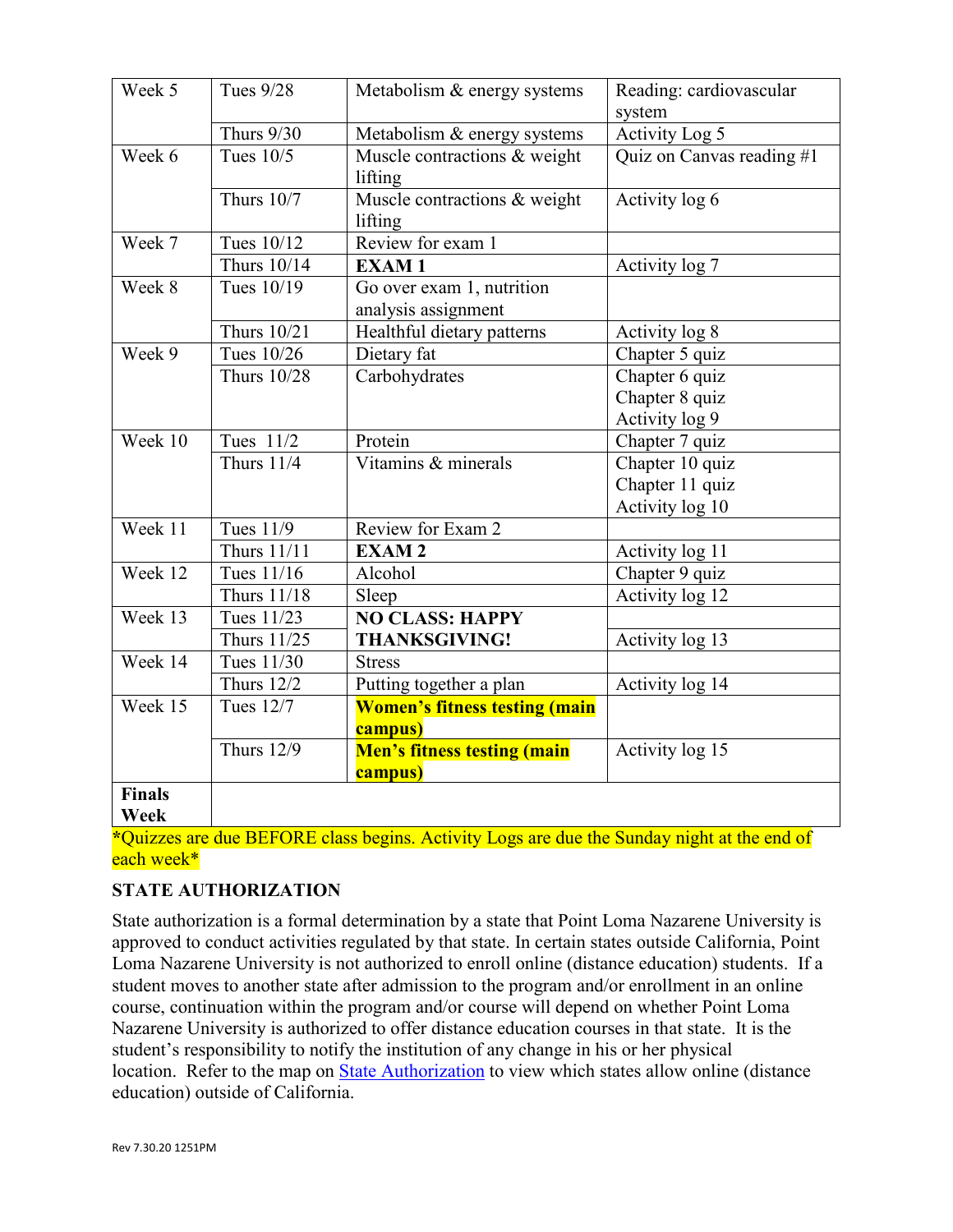| Week 5 | Tues 9/28 | Metabolism & energy systems | Reading: cardiovascular system |
|---|---|---|---|
| | Thurs 9/30 | Metabolism & energy systems | Activity Log 5 |
| Week 6 | Tues 10/5 | Muscle contractions & weight lifting | Quiz on Canvas reading #1 |
| | Thurs 10/7 | Muscle contractions & weight lifting | Activity log 6 |
| Week 7 | Tues 10/12 | Review for exam 1 | |
| | Thurs 10/14 | **EXAM 1** | Activity log 7 |
| Week 8 | Tues 10/19 | Go over exam 1, nutrition analysis assignment | |
| | Thurs 10/21 | Healthful dietary patterns | Activity log 8 |
| Week 9 | Tues 10/26 | Dietary fat | Chapter 5 quiz |
| | Thurs 10/28 | Carbohydrates | Chapter 6 quiz<br>Chapter 8 quiz<br>Activity log 9 |
| Week 10 | Tues 11/2 | Protein | Chapter 7 quiz |
| | Thurs 11/4 | Vitamins & minerals | Chapter 10 quiz<br>Chapter 11 quiz<br>Activity log 10 |
| Week 11 | Tues 11/9 | Review for Exam 2 | |
| | Thurs 11/11 | **EXAM 2** | Activity log 11 |
| Week 12 | Tues 11/16 | Alcohol | Chapter 9 quiz |
| | Thurs 11/18 | Sleep | Activity log 12 |
| Week 13 | Tues 11/23 | **NO CLASS: HAPPY THANKSGIVING!** | |
| | Thurs 11/25 | | Activity log 13 |
| Week 14 | Tues 11/30 | Stress | |
| | Thurs 12/2 | Putting together a plan | Activity log 14 |
| Week 15 | Tues 12/7 | **Women's fitness testing (main campus)** | |
| | Thurs 12/9 | **Men's fitness testing (main campus)** | Activity log 15 |
| **Finals Week** | | | |

*Quizzes are due BEFORE class begins. Activity Logs are due the Sunday night at the end of each week*

### STATE AUTHORIZATION

State authorization is a formal determination by a state that Point Loma Nazarene University is approved to conduct activities regulated by that state. In certain states outside California, Point Loma Nazarene University is not authorized to enroll online (distance education) students. If a student moves to another state after admission to the program and/or enrollment in an online course, continuation within the program and/or course will depend on whether Point Loma Nazarene University is authorized to offer distance education courses in that state. It is the student's responsibility to notify the institution of any change in his or her physical location. Refer to the map on State Authorization to view which states allow online (distance education) outside of California.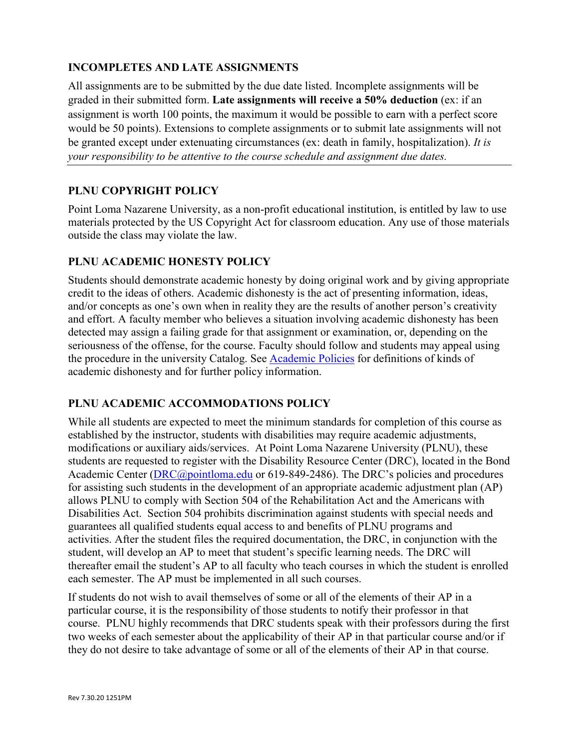## INCOMPLETES AND LATE ASSIGNMENTS

All assignments are to be submitted by the due date listed. Incomplete assignments will be graded in their submitted form. **Late assignments will receive a 50% deduction** (ex: if an assignment is worth 100 points, the maximum it would be possible to earn with a perfect score would be 50 points). Extensions to complete assignments or to submit late assignments will not be granted except under extenuating circumstances (ex: death in family, hospitalization). *It is your responsibility to be attentive to the course schedule and assignment due dates.*

---

## PLNU COPYRIGHT POLICY

Point Loma Nazarene University, as a non-profit educational institution, is entitled by law to use materials protected by the US Copyright Act for classroom education. Any use of those materials outside the class may violate the law.

## PLNU ACADEMIC HONESTY POLICY

Students should demonstrate academic honesty by doing original work and by giving appropriate credit to the ideas of others. Academic dishonesty is the act of presenting information, ideas, and/or concepts as one's own when in reality they are the results of another person's creativity and effort. A faculty member who believes a situation involving academic dishonesty has been detected may assign a failing grade for that assignment or examination, or, depending on the seriousness of the offense, for the course. Faculty should follow and students may appeal using the procedure in the university Catalog. See Academic Policies for definitions of kinds of academic dishonesty and for further policy information.

## PLNU ACADEMIC ACCOMMODATIONS POLICY

While all students are expected to meet the minimum standards for completion of this course as established by the instructor, students with disabilities may require academic adjustments, modifications or auxiliary aids/services. At Point Loma Nazarene University (PLNU), these students are requested to register with the Disability Resource Center (DRC), located in the Bond Academic Center (DRC@pointloma.edu or 619-849-2486). The DRC's policies and procedures for assisting such students in the development of an appropriate academic adjustment plan (AP) allows PLNU to comply with Section 504 of the Rehabilitation Act and the Americans with Disabilities Act. Section 504 prohibits discrimination against students with special needs and guarantees all qualified students equal access to and benefits of PLNU programs and activities. After the student files the required documentation, the DRC, in conjunction with the student, will develop an AP to meet that student's specific learning needs. The DRC will thereafter email the student's AP to all faculty who teach courses in which the student is enrolled each semester. The AP must be implemented in all such courses.

If students do not wish to avail themselves of some or all of the elements of their AP in a particular course, it is the responsibility of those students to notify their professor in that course. PLNU highly recommends that DRC students speak with their professors during the first two weeks of each semester about the applicability of their AP in that particular course and/or if they do not desire to take advantage of some or all of the elements of their AP in that course.

Rev 7.30.20 1251PM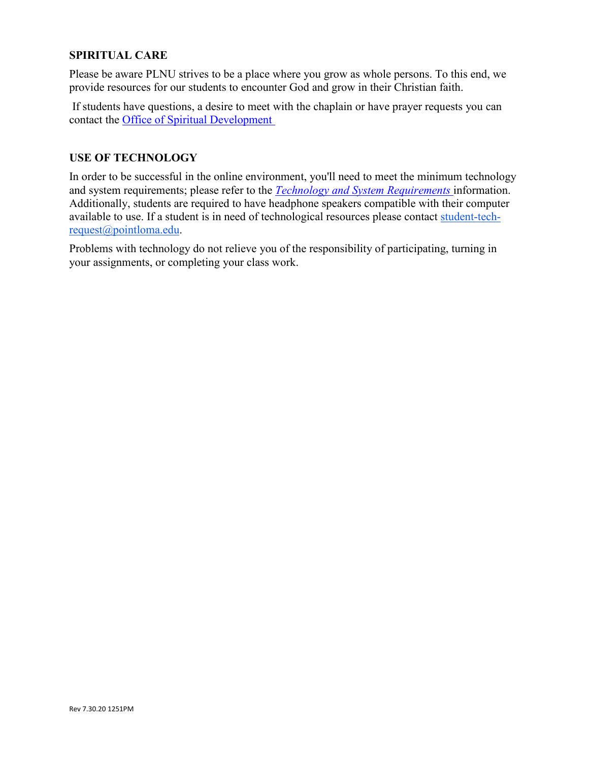## SPIRITUAL CARE

Please be aware PLNU strives to be a place where you grow as whole persons. To this end, we provide resources for our students to encounter God and grow in their Christian faith.

If students have questions, a desire to meet with the chaplain or have prayer requests you can contact the Office of Spiritual Development

## USE OF TECHNOLOGY

In order to be successful in the online environment, you'll need to meet the minimum technology and system requirements; please refer to the *Technology and System Requirements* information. Additionally, students are required to have headphone speakers compatible with their computer available to use. If a student is in need of technological resources please contact student-tech-request@pointloma.edu.

Problems with technology do not relieve you of the responsibility of participating, turning in your assignments, or completing your class work.

Rev 7.30.20 1251PM